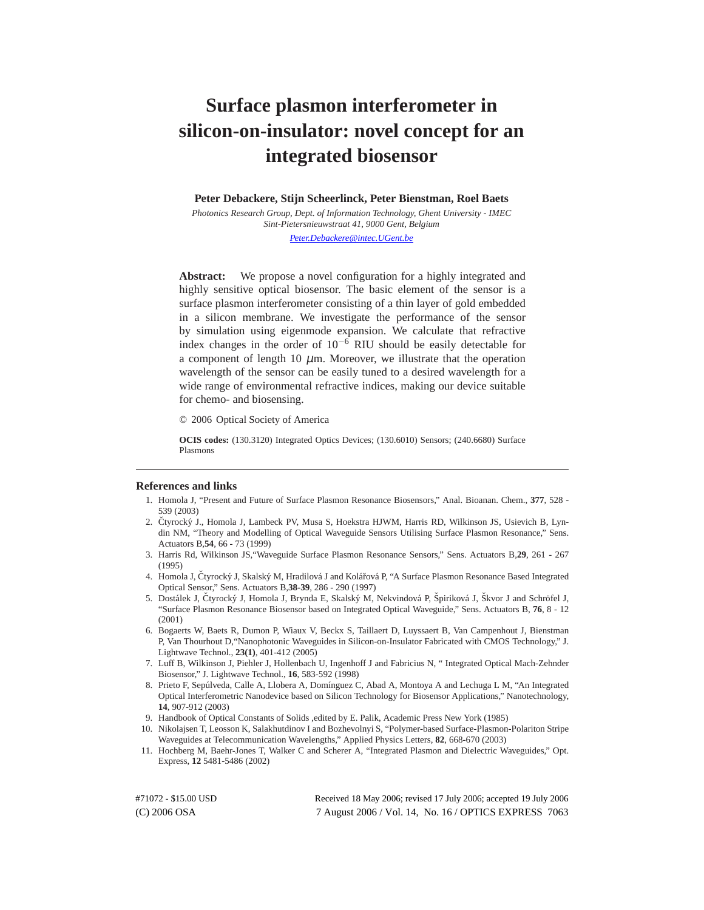# Surface plasmon interferometer in silicon-on-insulator: novel concept for an integrated biosensor

**Peter Debackere, Stijn Scheerlinck, Peter Bienstman, Roel Baets**

*Photonics Research Group, Dept. of Information Technology, Ghent University - IMEC*
*Sint-Pietersnieuwstraat 41, 9000 Gent, Belgium*

*Peter.Debackere@intec.UGent.be*

**Abstract:** We propose a novel configuration for a highly integrated and highly sensitive optical biosensor. The basic element of the sensor is a surface plasmon interferometer consisting of a thin layer of gold embedded in a silicon membrane. We investigate the performance of the sensor by simulation using eigenmode expansion. We calculate that refractive index changes in the order of $10^{-6}$ RIU should be easily detectable for a component of length 10 $\mu$m. Moreover, we illustrate that the operation wavelength of the sensor can be easily tuned to a desired wavelength for a wide range of environmental refractive indices, making our device suitable for chemo- and biosensing.

© 2006 Optical Society of America

**OCIS codes:** (130.3120) Integrated Optics Devices; (130.6010) Sensors; (240.6680) Surface Plasmons

## References and links

1. Homola J, "Present and Future of Surface Plasmon Resonance Biosensors," Anal. Bioanan. Chem., **377**, 528 - 539 (2003)
2. Čtyrocký J., Homola J, Lambeck PV, Musa S, Hoekstra HJWM, Harris RD, Wilkinson JS, Usievich B, Lyndin NM, "Theory and Modelling of Optical Waveguide Sensors Utilising Surface Plasmon Resonance," Sens. Actuators B,**54**, 66 - 73 (1999)
3. Harris Rd, Wilkinson JS,"Waveguide Surface Plasmon Resonance Sensors," Sens. Actuators B,**29**, 261 - 267 (1995)
4. Homola J, Čtyrocký J, Skalský M, Hradilová J and Kolářová P, "A Surface Plasmon Resonance Based Integrated Optical Sensor," Sens. Actuators B,**38-39**, 286 - 290 (1997)
5. Dostálek J, Čtyrocký J, Homola J, Brynda E, Skalský M, Nekvindová P, Špiriková J, Škvor J and Schröfel J, "Surface Plasmon Resonance Biosensor based on Integrated Optical Waveguide," Sens. Actuators B, **76**, 8 - 12 (2001)
6. Bogaerts W, Baets R, Dumon P, Wiaux V, Beckx S, Taillaert D, Luyssaert B, Van Campenhout J, Bienstman P, Van Thourhout D,"Nanophotonic Waveguides in Silicon-on-Insulator Fabricated with CMOS Technology," J. Lightwave Technol., **23(1)**, 401-412 (2005)
7. Luff B, Wilkinson J, Piehler J, Hollenbach U, Ingenhoff J and Fabricius N, " Integrated Optical Mach-Zehnder Biosensor," J. Lightwave Technol., **16**, 583-592 (1998)
8. Prieto F, Sepúlveda, Calle A, Llobera A, Domínguez C, Abad A, Montoya A and Lechuga L M, "An Integrated Optical Interferometric Nanodevice based on Silicon Technology for Biosensor Applications," Nanotechnology, **14**, 907-912 (2003)
9. Handbook of Optical Constants of Solids ,edited by E. Palik, Academic Press New York (1985)
10. Nikolajsen T, Leosson K, Salakhutdinov I and Bozhevolnyi S, "Polymer-based Surface-Plasmon-Polariton Stripe Waveguides at Telecommunication Wavelengths," Applied Physics Letters, **82**, 668-670 (2003)
11. Hochberg M, Baehr-Jones T, Walker C and Scherer A, "Integrated Plasmon and Dielectric Waveguides," Opt. Express, **12** 5481-5486 (2002)

#71072 - $15.00 USD Received 18 May 2006; revised 17 July 2006; accepted 19 July 2006
(C) 2006 OSA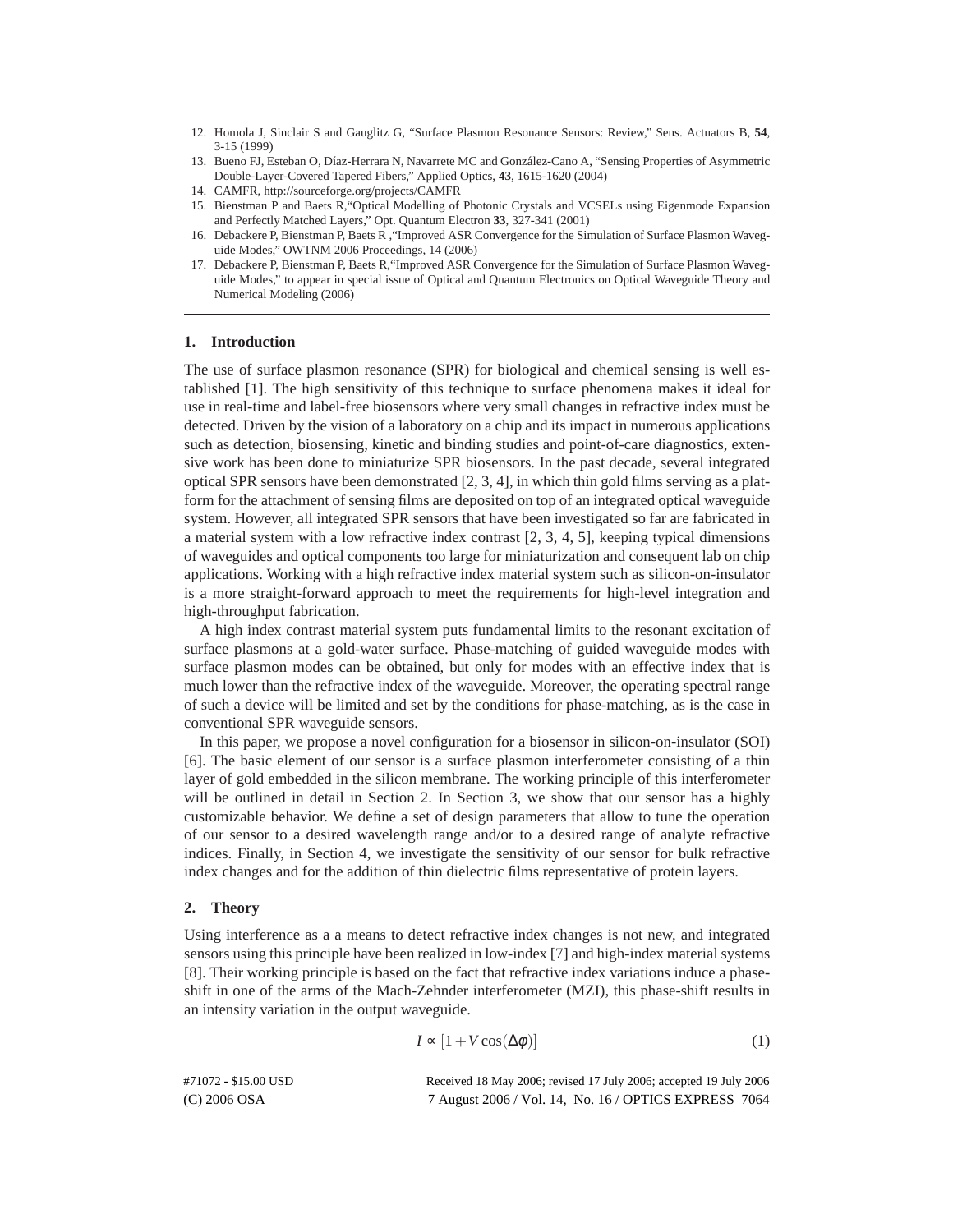12. Homola J, Sinclair S and Gauglitz G, "Surface Plasmon Resonance Sensors: Review," Sens. Actuators B, **54**, 3-15 (1999)
13. Bueno FJ, Esteban O, Díaz-Herrara N, Navarrete MC and González-Cano A, "Sensing Properties of Asymmetric Double-Layer-Covered Tapered Fibers," Applied Optics, **43**, 1615-1620 (2004)
14. CAMFR, http://sourceforge.org/projects/CAMFR
15. Bienstman P and Baets R,"Optical Modelling of Photonic Crystals and VCSELs using Eigenmode Expansion and Perfectly Matched Layers," Opt. Quantum Electron **33**, 327-341 (2001)
16. Debackere P, Bienstman P, Baets R ,"Improved ASR Convergence for the Simulation of Surface Plasmon Waveguide Modes," OWTNM 2006 Proceedings, 14 (2006)
17. Debackere P, Bienstman P, Baets R,"Improved ASR Convergence for the Simulation of Surface Plasmon Waveguide Modes," to appear in special issue of Optical and Quantum Electronics on Optical Waveguide Theory and Numerical Modeling (2006)

## 1. Introduction

The use of surface plasmon resonance (SPR) for biological and chemical sensing is well established [1]. The high sensitivity of this technique to surface phenomena makes it ideal for use in real-time and label-free biosensors where very small changes in refractive index must be detected. Driven by the vision of a laboratory on a chip and its impact in numerous applications such as detection, biosensing, kinetic and binding studies and point-of-care diagnostics, extensive work has been done to miniaturize SPR biosensors. In the past decade, several integrated optical SPR sensors have been demonstrated [2, 3, 4], in which thin gold films serving as a platform for the attachment of sensing films are deposited on top of an integrated optical waveguide system. However, all integrated SPR sensors that have been investigated so far are fabricated in a material system with a low refractive index contrast [2, 3, 4, 5], keeping typical dimensions of waveguides and optical components too large for miniaturization and consequent lab on chip applications. Working with a high refractive index material system such as silicon-on-insulator is a more straight-forward approach to meet the requirements for high-level integration and high-throughput fabrication.

A high index contrast material system puts fundamental limits to the resonant excitation of surface plasmons at a gold-water surface. Phase-matching of guided waveguide modes with surface plasmon modes can be obtained, but only for modes with an effective index that is much lower than the refractive index of the waveguide. Moreover, the operating spectral range of such a device will be limited and set by the conditions for phase-matching, as is the case in conventional SPR waveguide sensors.

In this paper, we propose a novel configuration for a biosensor in silicon-on-insulator (SOI) [6]. The basic element of our sensor is a surface plasmon interferometer consisting of a thin layer of gold embedded in the silicon membrane. The working principle of this interferometer will be outlined in detail in Section 2. In Section 3, we show that our sensor has a highly customizable behavior. We define a set of design parameters that allow to tune the operation of our sensor to a desired wavelength range and/or to a desired range of analyte refractive indices. Finally, in Section 4, we investigate the sensitivity of our sensor for bulk refractive index changes and for the addition of thin dielectric films representative of protein layers.

## 2. Theory

Using interference as a a means to detect refractive index changes is not new, and integrated sensors using this principle have been realized in low-index [7] and high-index material systems [8]. Their working principle is based on the fact that refractive index variations induce a phase-shift in one of the arms of the Mach-Zehnder interferometer (MZI), this phase-shift results in an intensity variation in the output waveguide.

$$I \propto [1 + V\cos(\Delta\phi)] \tag{1}$$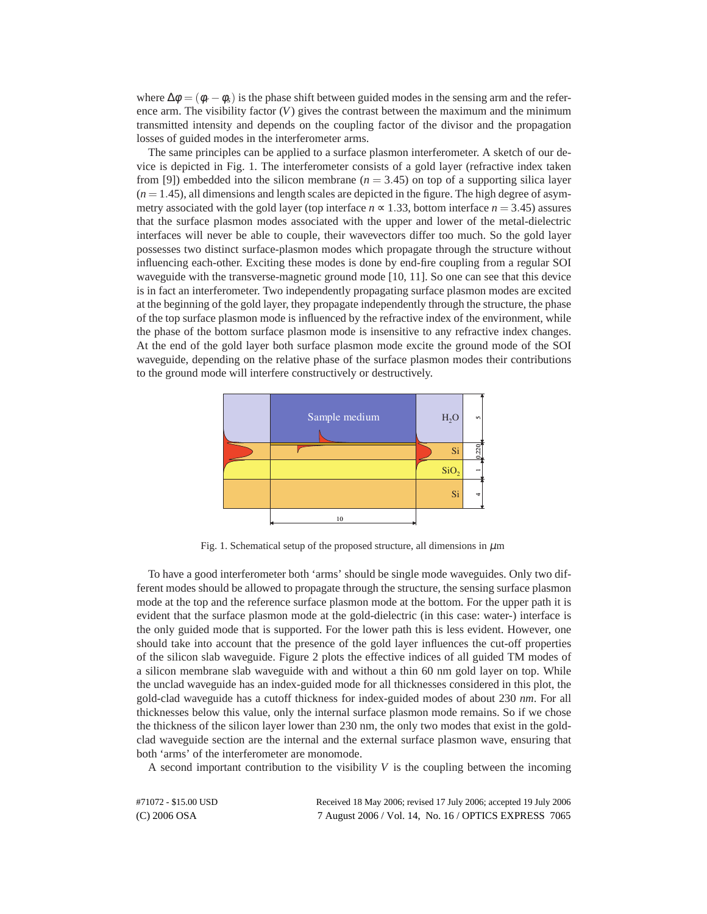where $\Delta\phi = (\phi_r - \phi_s)$ is the phase shift between guided modes in the sensing arm and the reference arm. The visibility factor ($V$) gives the contrast between the maximum and the minimum transmitted intensity and depends on the coupling factor of the divisor and the propagation losses of guided modes in the interferometer arms.

The same principles can be applied to a surface plasmon interferometer. A sketch of our device is depicted in Fig. 1. The interferometer consists of a gold layer (refractive index taken from [9]) embedded into the silicon membrane ($n = 3.45$) on top of a supporting silica layer ($n = 1.45$), all dimensions and length scales are depicted in the figure. The high degree of asymmetry associated with the gold layer (top interface $n \propto 1.33$, bottom interface $n = 3.45$) assures that the surface plasmon modes associated with the upper and lower of the metal-dielectric interfaces will never be able to couple, their wavevectors differ too much. So the gold layer possesses two distinct surface-plasmon modes which propagate through the structure without influencing each-other. Exciting these modes is done by end-fire coupling from a regular SOI waveguide with the transverse-magnetic ground mode [10, 11]. So one can see that this device is in fact an interferometer. Two independently propagating surface plasmon modes are excited at the beginning of the gold layer, they propagate independently through the structure, the phase of the top surface plasmon mode is influenced by the refractive index of the environment, while the phase of the bottom surface plasmon mode is insensitive to any refractive index changes. At the end of the gold layer both surface plasmon mode excite the ground mode of the SOI waveguide, depending on the relative phase of the surface plasmon modes their contributions to the ground mode will interfere constructively or destructively.

Sample medium

$H_2O$

Si

$SiO_2$

Si

5

0.220

1

4

10

Fig. 1. Schematical setup of the proposed structure, all dimensions in $\mu$m

To have a good interferometer both 'arms' should be single mode waveguides. Only two different modes should be allowed to propagate through the structure, the sensing surface plasmon mode at the top and the reference surface plasmon mode at the bottom. For the upper path it is evident that the surface plasmon mode at the gold-dielectric (in this case: water-) interface is the only guided mode that is supported. For the lower path this is less evident. However, one should take into account that the presence of the gold layer influences the cut-off properties of the silicon slab waveguide. Figure 2 plots the effective indices of all guided TM modes of a silicon membrane slab waveguide with and without a thin 60 nm gold layer on top. While the unclad waveguide has an index-guided mode for all thicknesses considered in this plot, the gold-clad waveguide has a cutoff thickness for index-guided modes of about 230 *nm*. For all thicknesses below this value, only the internal surface plasmon mode remains. So if we chose the thickness of the silicon layer lower than 230 nm, the only two modes that exist in the gold-clad waveguide section are the internal and the external surface plasmon wave, ensuring that both 'arms' of the interferometer are monomode.

A second important contribution to the visibility $V$ is the coupling between the incoming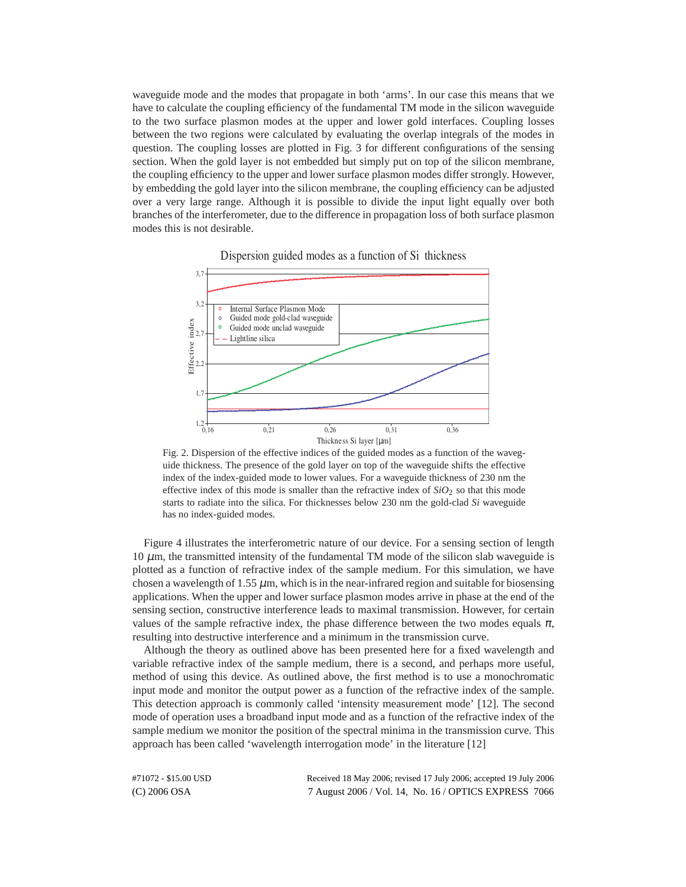waveguide mode and the modes that propagate in both 'arms'. In our case this means that we have to calculate the coupling efficiency of the fundamental TM mode in the silicon waveguide to the two surface plasmon modes at the upper and lower gold interfaces. Coupling losses between the two regions were calculated by evaluating the overlap integrals of the modes in question. The coupling losses are plotted in Fig. 3 for different configurations of the sensing section. When the gold layer is not embedded but simply put on top of the silicon membrane, the coupling efficiency to the upper and lower surface plasmon modes differ strongly. However, by embedding the gold layer into the silicon membrane, the coupling efficiency can be adjusted over a very large range. Although it is possible to divide the input light equally over both branches of the interferometer, due to the difference in propagation loss of both surface plasmon modes this is not desirable.

Fig. 2. Dispersion of the effective indices of the guided modes as a function of the waveguide thickness. The presence of the gold layer on top of the waveguide shifts the effective index of the index-guided mode to lower values. For a waveguide thickness of 230 nm the effective index of this mode is smaller than the refractive index of $SiO_2$ so that this mode starts to radiate into the silica. For thicknesses below 230 nm the gold-clad *Si* waveguide has no index-guided modes.

Figure 4 illustrates the interferometric nature of our device. For a sensing section of length 10 $\mu$m, the transmitted intensity of the fundamental TM mode of the silicon slab waveguide is plotted as a function of refractive index of the sample medium. For this simulation, we have chosen a wavelength of 1.55 $\mu$m, which is in the near-infrared region and suitable for biosensing applications. When the upper and lower surface plasmon modes arrive in phase at the end of the sensing section, constructive interference leads to maximal transmission. However, for certain values of the sample refractive index, the phase difference between the two modes equals $\pi$, resulting into destructive interference and a minimum in the transmission curve.

Although the theory as outlined above has been presented here for a fixed wavelength and variable refractive index of the sample medium, there is a second, and perhaps more useful, method of using this device. As outlined above, the first method is to use a monochromatic input mode and monitor the output power as a function of the refractive index of the sample. This detection approach is commonly called 'intensity measurement mode' [12]. The second mode of operation uses a broadband input mode and as a function of the refractive index of the sample medium we monitor the position of the spectral minima in the transmission curve. This approach has been called 'wavelength interrogation mode' in the literature [12]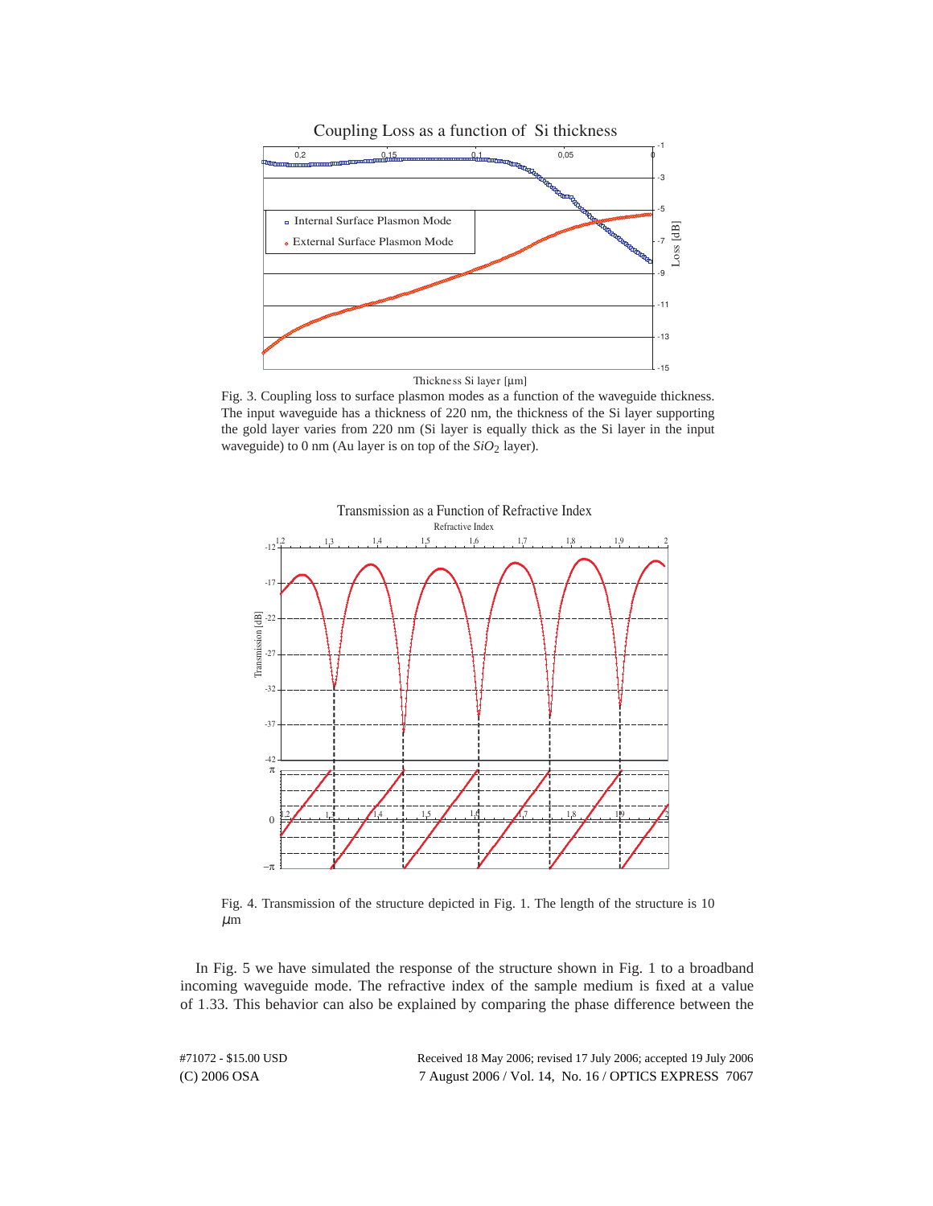Fig. 3. Coupling loss to surface plasmon modes as a function of the waveguide thickness. The input waveguide has a thickness of 220 nm, the thickness of the Si layer supporting the gold layer varies from 220 nm (Si layer is equally thick as the Si layer in the input waveguide) to 0 nm (Au layer is on top of the $SiO_2$ layer).

Fig. 4. Transmission of the structure depicted in Fig. 1. The length of the structure is 10 $\mu$m

In Fig. 5 we have simulated the response of the structure shown in Fig. 1 to a broadband incoming waveguide mode. The refractive index of the sample medium is fixed at a value of 1.33. This behavior can also be explained by comparing the phase difference between the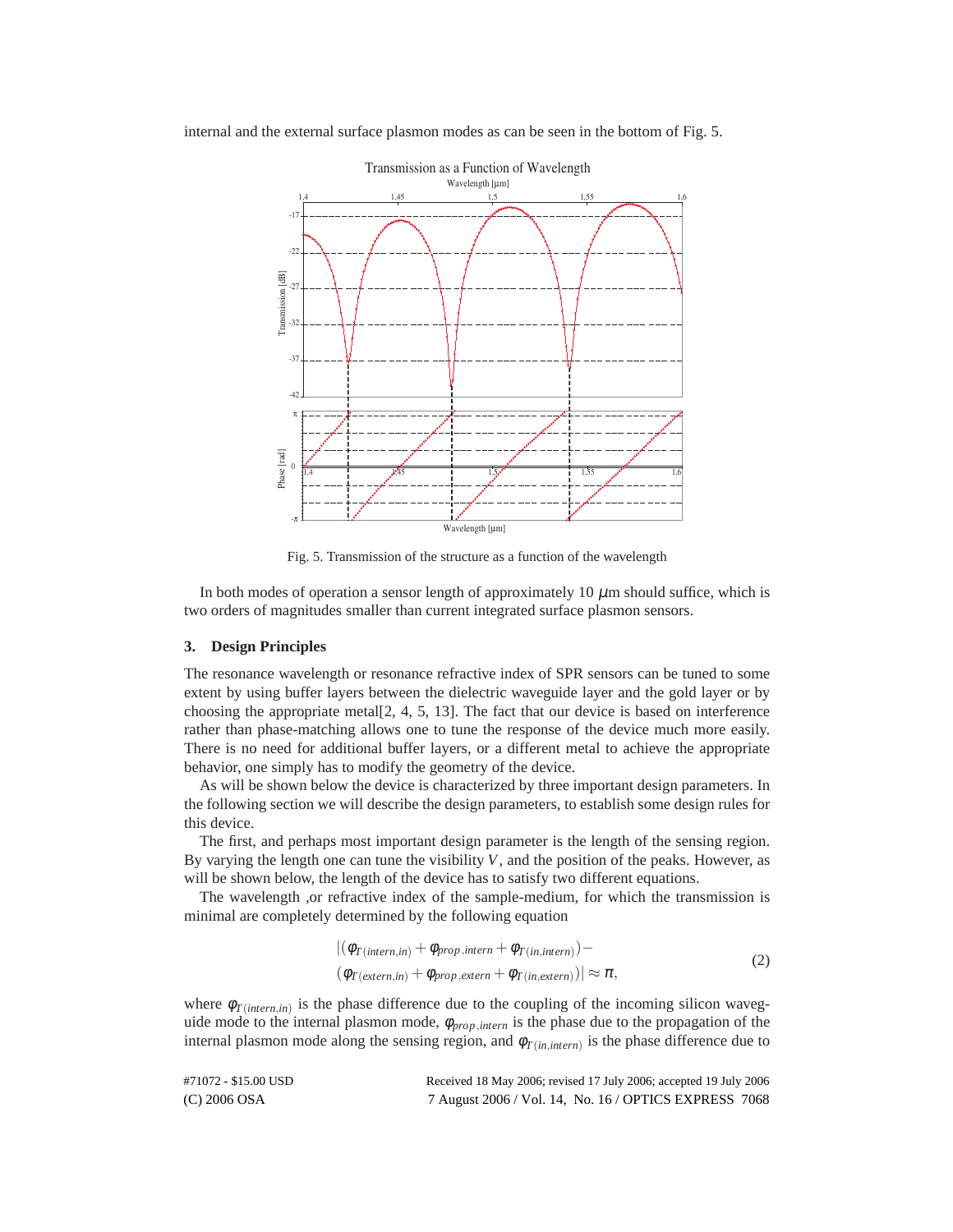internal and the external surface plasmon modes as can be seen in the bottom of Fig. 5.

Fig. 5. Transmission of the structure as a function of the wavelength

In both modes of operation a sensor length of approximately 10 $\mu$m should suffice, which is two orders of magnitudes smaller than current integrated surface plasmon sensors.

## 3. Design Principles

The resonance wavelength or resonance refractive index of SPR sensors can be tuned to some extent by using buffer layers between the dielectric waveguide layer and the gold layer or by choosing the appropriate metal[2, 4, 5, 13]. The fact that our device is based on interference rather than phase-matching allows one to tune the response of the device much more easily. There is no need for additional buffer layers, or a different metal to achieve the appropriate behavior, one simply has to modify the geometry of the device.

As will be shown below the device is characterized by three important design parameters. In the following section we will describe the design parameters, to establish some design rules for this device.

The first, and perhaps most important design parameter is the length of the sensing region. By varying the length one can tune the visibility $V$, and the position of the peaks. However, as will be shown below, the length of the device has to satisfy two different equations.

The wavelength ,or refractive index of the sample-medium, for which the transmission is minimal are completely determined by the following equation

$$
\begin{aligned}
&|(\varphi_{T(intern,in)} + \varphi_{prop,intern} + \varphi_{T(in,intern)}) - \\
&(\varphi_{T(extern,in)} + \varphi_{prop,extern} + \varphi_{T(in,extern)})| \approx \pi,
\end{aligned} \tag{2}
$$

where $\varphi_{T(intern,in)}$ is the phase difference due to the coupling of the incoming silicon waveguide mode to the internal plasmon mode, $\varphi_{prop,intern}$ is the phase due to the propagation of the internal plasmon mode along the sensing region, and $\varphi_{T(in,intern)}$ is the phase difference due to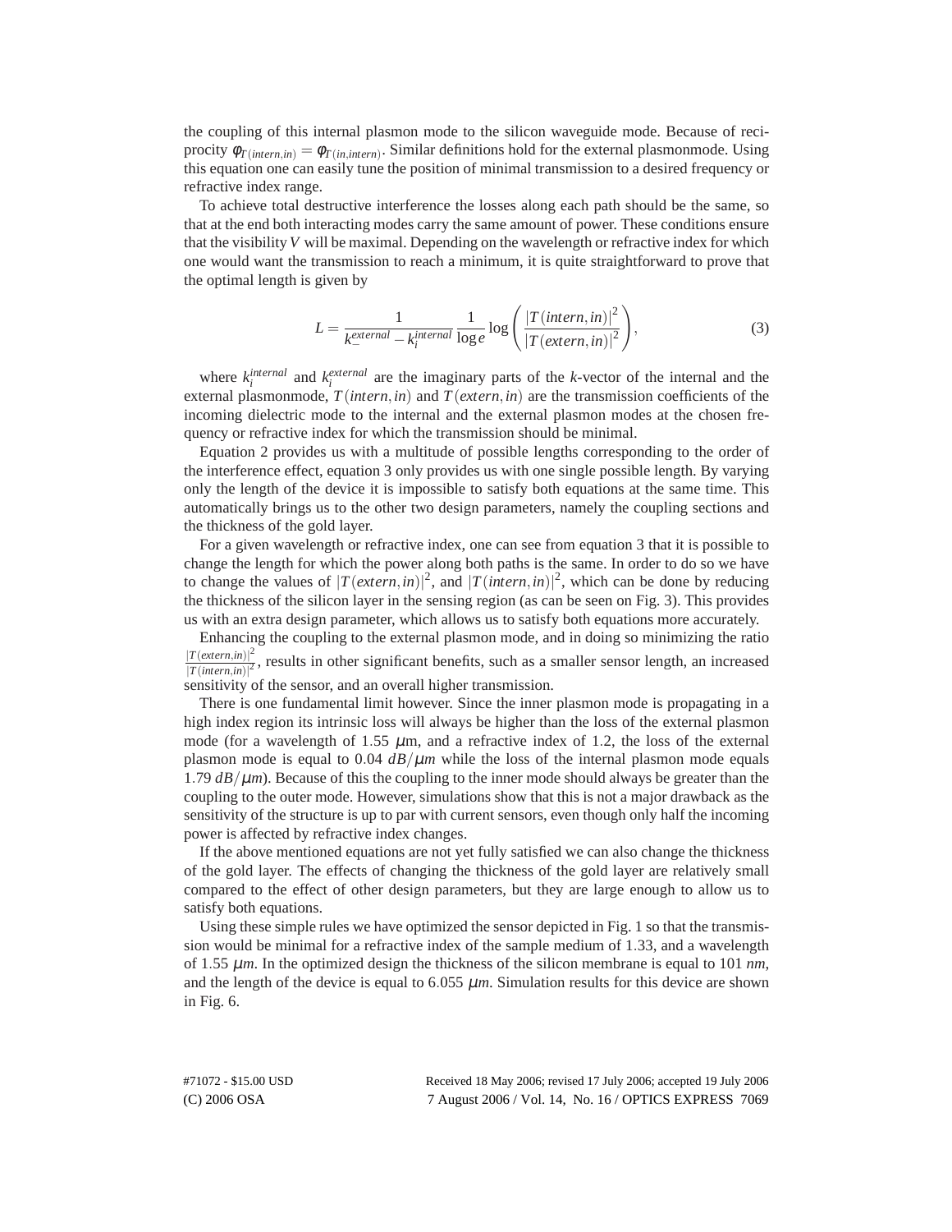the coupling of this internal plasmon mode to the silicon waveguide mode. Because of reciprocity $\phi_{T(intern,in)} = \phi_{T(in,intern)}$. Similar definitions hold for the external plasmonmode. Using this equation one can easily tune the position of minimal transmission to a desired frequency or refractive index range.

To achieve total destructive interference the losses along each path should be the same, so that at the end both interacting modes carry the same amount of power. These conditions ensure that the visibility $V$ will be maximal. Depending on the wavelength or refractive index for which one would want the transmission to reach a minimum, it is quite straightforward to prove that the optimal length is given by

$$L = \frac{1}{k_{-}^{external} - k_{i}^{internal}} \frac{1}{\log e} \log\left(\frac{|T(intern,in)|^2}{|T(extern,in)|^2}\right), \tag{3}$$

where $k_i^{internal}$ and $k_i^{external}$ are the imaginary parts of the $k$-vector of the internal and the external plasmonmode, $T(intern,in)$ and $T(extern,in)$ are the transmission coefficients of the incoming dielectric mode to the internal and the external plasmon modes at the chosen frequency or refractive index for which the transmission should be minimal.

Equation 2 provides us with a multitude of possible lengths corresponding to the order of the interference effect, equation 3 only provides us with one single possible length. By varying only the length of the device it is impossible to satisfy both equations at the same time. This automatically brings us to the other two design parameters, namely the coupling sections and the thickness of the gold layer.

For a given wavelength or refractive index, one can see from equation 3 that it is possible to change the length for which the power along both paths is the same. In order to do so we have to change the values of $|T(extern,in)|^2$, and $|T(intern,in)|^2$, which can be done by reducing the thickness of the silicon layer in the sensing region (as can be seen on Fig. 3). This provides us with an extra design parameter, which allows us to satisfy both equations more accurately.

Enhancing the coupling to the external plasmon mode, and in doing so minimizing the ratio $\frac{|T(extern,in)|^2}{|T(intern,in)|^2}$, results in other significant benefits, such as a smaller sensor length, an increased sensitivity of the sensor, and an overall higher transmission.

There is one fundamental limit however. Since the inner plasmon mode is propagating in a high index region its intrinsic loss will always be higher than the loss of the external plasmon mode (for a wavelength of 1.55 $\mu$m, and a refractive index of 1.2, the loss of the external plasmon mode is equal to 0.04 $dB/\mu m$ while the loss of the internal plasmon mode equals 1.79 $dB/\mu m$). Because of this the coupling to the inner mode should always be greater than the coupling to the outer mode. However, simulations show that this is not a major drawback as the sensitivity of the structure is up to par with current sensors, even though only half the incoming power is affected by refractive index changes.

If the above mentioned equations are not yet fully satisfied we can also change the thickness of the gold layer. The effects of changing the thickness of the gold layer are relatively small compared to the effect of other design parameters, but they are large enough to allow us to satisfy both equations.

Using these simple rules we have optimized the sensor depicted in Fig. 1 so that the transmission would be minimal for a refractive index of the sample medium of 1.33, and a wavelength of 1.55 $\mu m$. In the optimized design the thickness of the silicon membrane is equal to 101 $nm$, and the length of the device is equal to 6.055 $\mu m$. Simulation results for this device are shown in Fig. 6.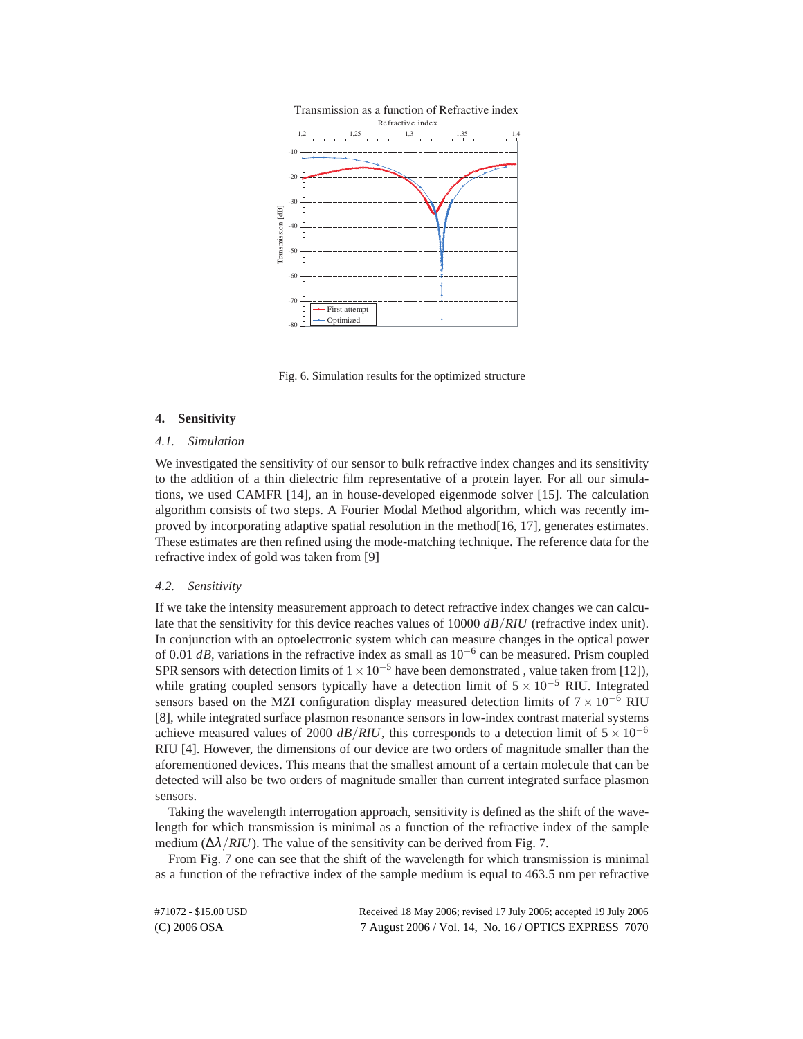Fig. 6. Simulation results for the optimized structure

## 4. Sensitivity

### *4.1. Simulation*

We investigated the sensitivity of our sensor to bulk refractive index changes and its sensitivity to the addition of a thin dielectric film representative of a protein layer. For all our simulations, we used CAMFR [14], an in house-developed eigenmode solver [15]. The calculation algorithm consists of two steps. A Fourier Modal Method algorithm, which was recently improved by incorporating adaptive spatial resolution in the method[16, 17], generates estimates. These estimates are then refined using the mode-matching technique. The reference data for the refractive index of gold was taken from [9]

### *4.2. Sensitivity*

If we take the intensity measurement approach to detect refractive index changes we can calculate that the sensitivity for this device reaches values of 10000 $dB/RIU$ (refractive index unit). In conjunction with an optoelectronic system which can measure changes in the optical power of 0.01 $dB$, variations in the refractive index as small as $10^{-6}$ can be measured. Prism coupled SPR sensors with detection limits of $1\times10^{-5}$ have been demonstrated , value taken from [12]), while grating coupled sensors typically have a detection limit of $5\times10^{-5}$ RIU. Integrated sensors based on the MZI configuration display measured detection limits of $7\times10^{-6}$ RIU [8], while integrated surface plasmon resonance sensors in low-index contrast material systems achieve measured values of 2000 $dB/RIU$, this corresponds to a detection limit of $5\times10^{-6}$ RIU [4]. However, the dimensions of our device are two orders of magnitude smaller than the aforementioned devices. This means that the smallest amount of a certain molecule that can be detected will also be two orders of magnitude smaller than current integrated surface plasmon sensors.

Taking the wavelength interrogation approach, sensitivity is defined as the shift of the wavelength for which transmission is minimal as a function of the refractive index of the sample medium ($\Delta\lambda/RIU$). The value of the sensitivity can be derived from Fig. 7.

From Fig. 7 one can see that the shift of the wavelength for which transmission is minimal as a function of the refractive index of the sample medium is equal to 463.5 nm per refractive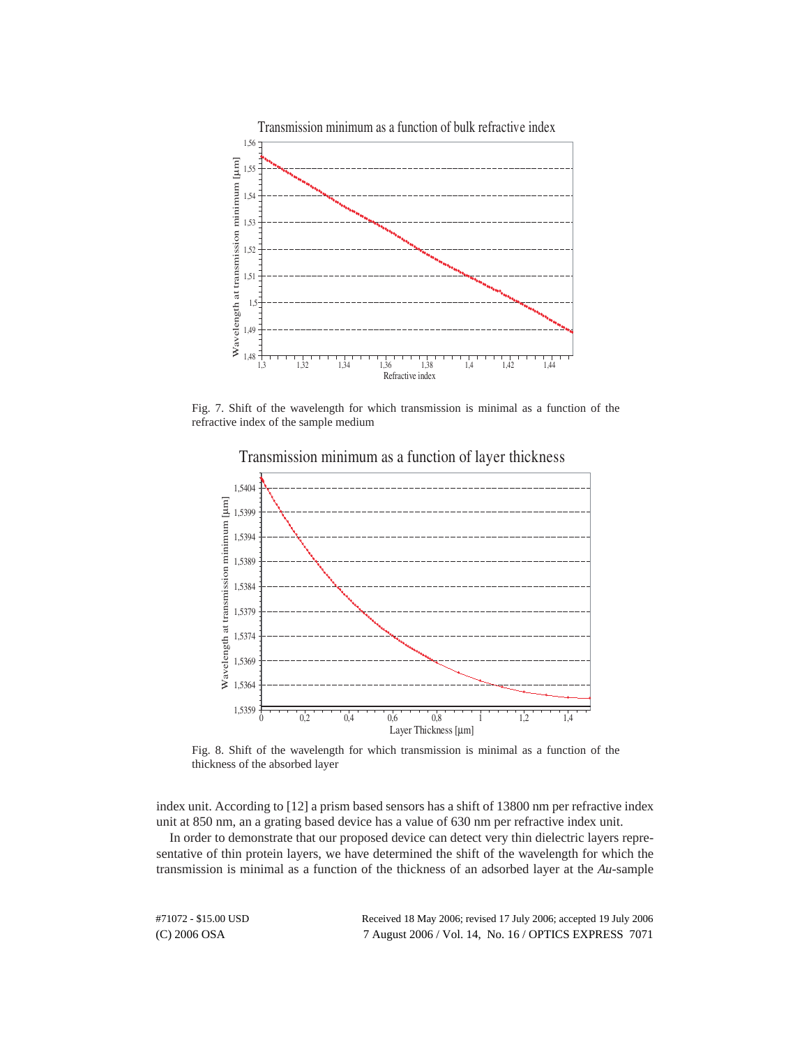Fig. 7. Shift of the wavelength for which transmission is minimal as a function of the refractive index of the sample medium

Fig. 8. Shift of the wavelength for which transmission is minimal as a function of the thickness of the absorbed layer

index unit. According to [12] a prism based sensors has a shift of 13800 nm per refractive index unit at 850 nm, an a grating based device has a value of 630 nm per refractive index unit.

In order to demonstrate that our proposed device can detect very thin dielectric layers representative of thin protein layers, we have determined the shift of the wavelength for which the transmission is minimal as a function of the thickness of an adsorbed layer at the *Au*-sample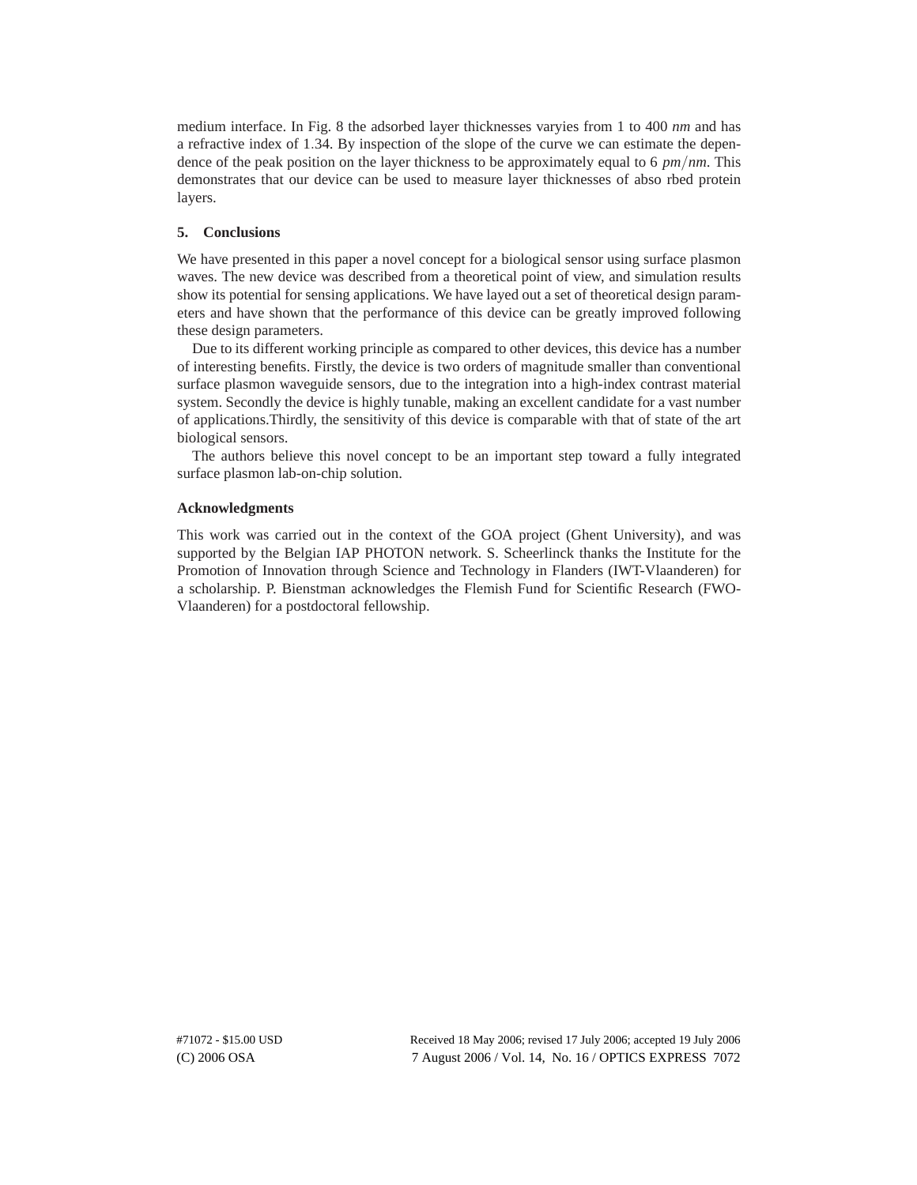medium interface. In Fig. 8 the adsorbed layer thicknesses varyies from 1 to 400 *nm* and has a refractive index of 1.34. By inspection of the slope of the curve we can estimate the dependence of the peak position on the layer thickness to be approximately equal to 6 $pm/nm$. This demonstrates that our device can be used to measure layer thicknesses of abso rbed protein layers.

## 5. Conclusions

We have presented in this paper a novel concept for a biological sensor using surface plasmon waves. The new device was described from a theoretical point of view, and simulation results show its potential for sensing applications. We have layed out a set of theoretical design parameters and have shown that the performance of this device can be greatly improved following these design parameters.

Due to its different working principle as compared to other devices, this device has a number of interesting benefits. Firstly, the device is two orders of magnitude smaller than conventional surface plasmon waveguide sensors, due to the integration into a high-index contrast material system. Secondly the device is highly tunable, making an excellent candidate for a vast number of applications.Thirdly, the sensitivity of this device is comparable with that of state of the art biological sensors.

The authors believe this novel concept to be an important step toward a fully integrated surface plasmon lab-on-chip solution.

## Acknowledgments

This work was carried out in the context of the GOA project (Ghent University), and was supported by the Belgian IAP PHOTON network. S. Scheerlinck thanks the Institute for the Promotion of Innovation through Science and Technology in Flanders (IWT-Vlaanderen) for a scholarship. P. Bienstman acknowledges the Flemish Fund for Scientific Research (FWO-Vlaanderen) for a postdoctoral fellowship.